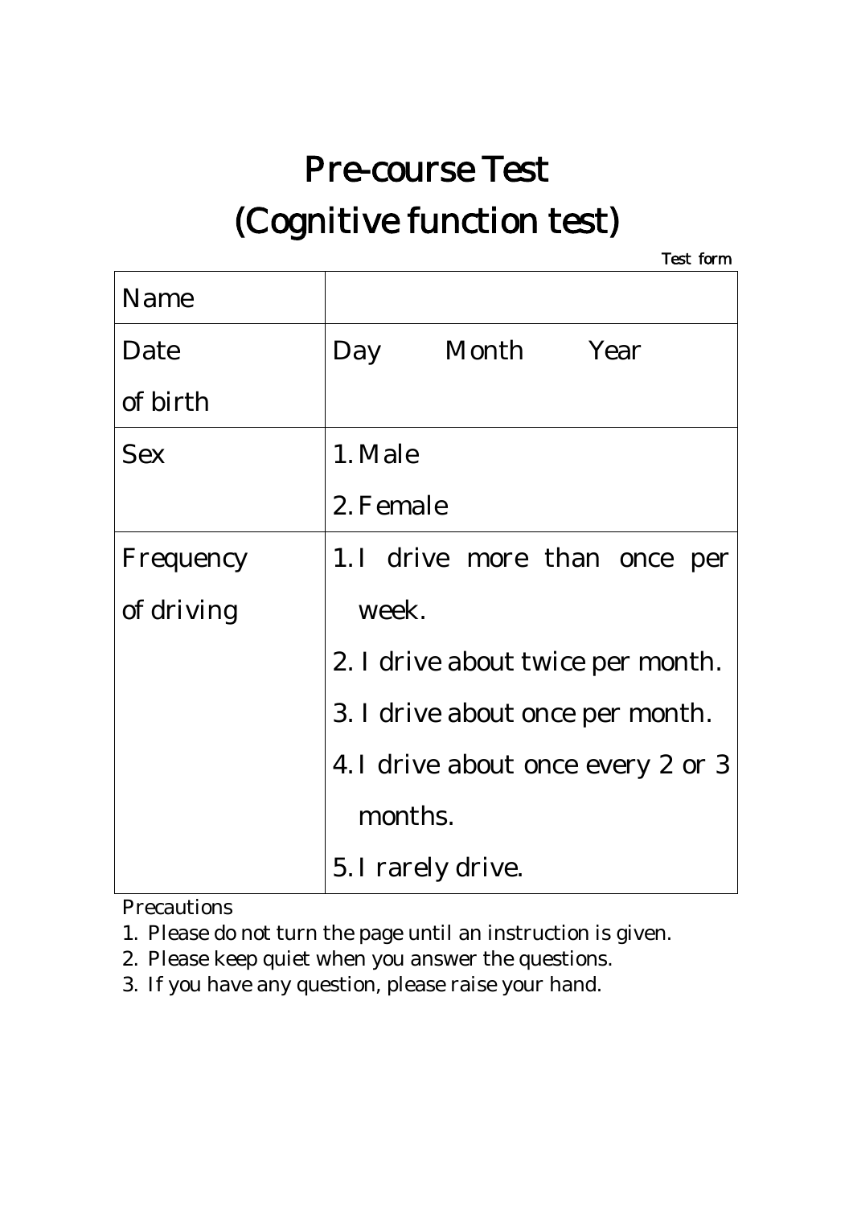# Pre-course Test
# (Cognitive function test)

Test form

| Name | |
|---|---|
| Date of birth | Day Month Year |
| Sex | 1. Male<br>2. Female |
| Frequency of driving | 1. I drive more than once per week.<br>2. I drive about twice per month.<br>3. I drive about once per month.<br>4. I drive about once every 2 or 3 months.<br>5. I rarely drive. |

Precautions

1. Please do not turn the page until an instruction is given.
2. Please keep quiet when you answer the questions.
3. If you have any question, please raise your hand.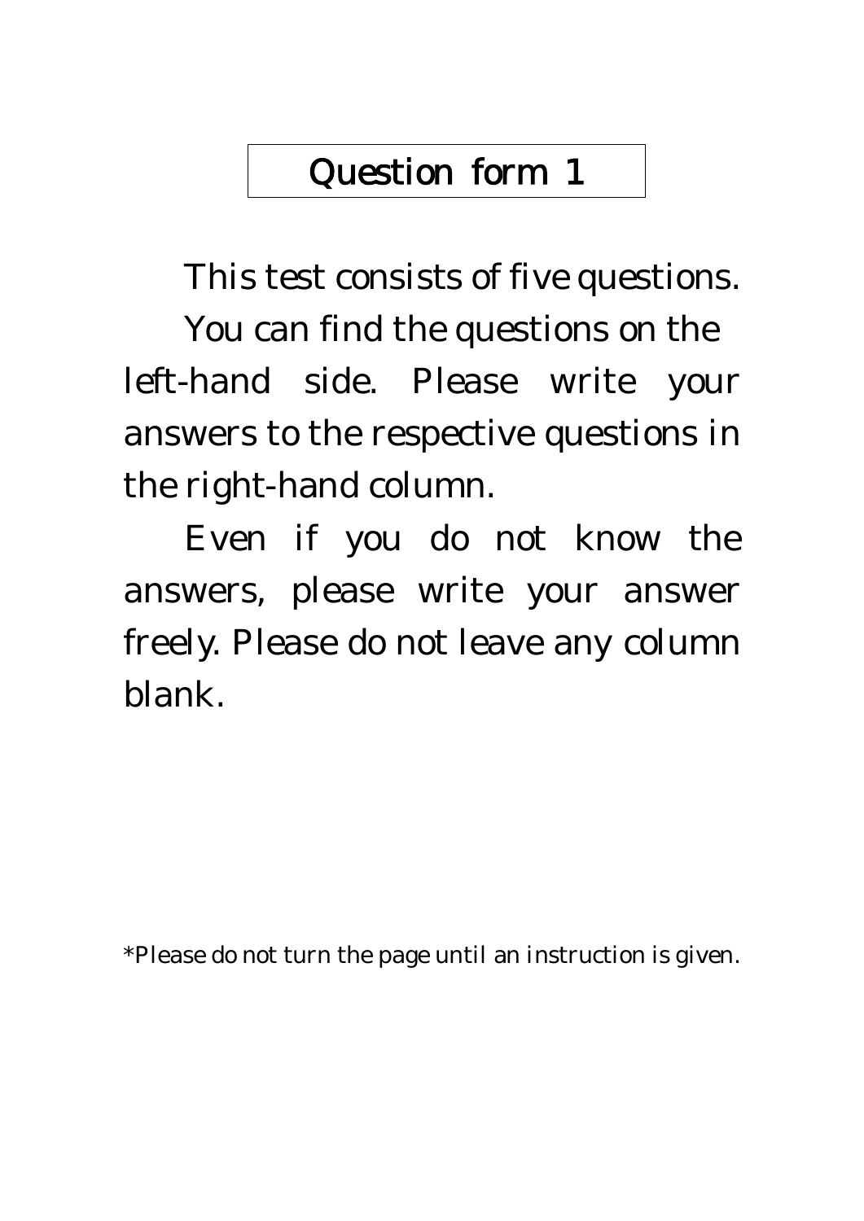# Question form 1

This test consists of five questions.

You can find the questions on the left-hand side. Please write your answers to the respective questions in the right-hand column.

Even if you do not know the answers, please write your answer freely. Please do not leave any column blank.

*Please do not turn the page until an instruction is given.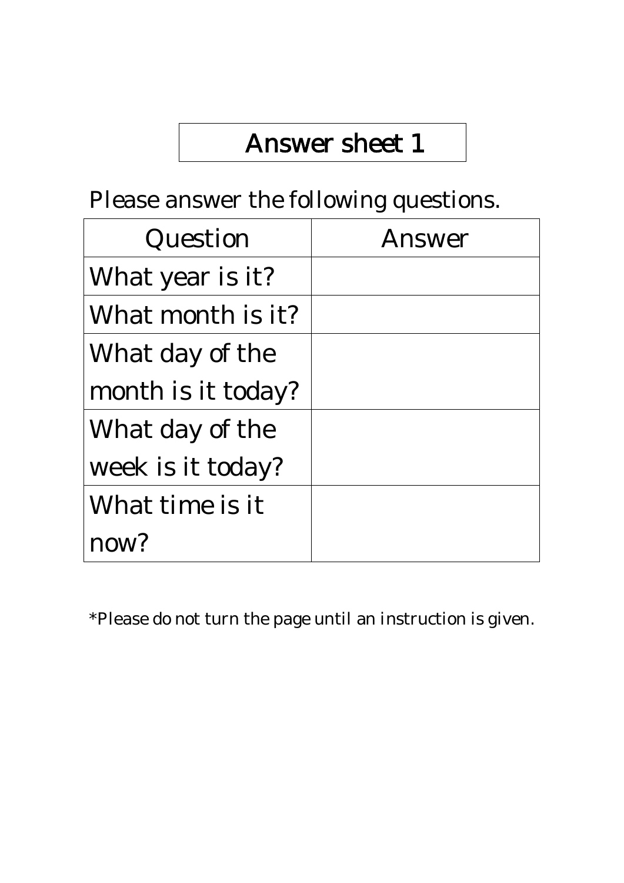# Answer sheet 1

Please answer the following questions.

| Question | Answer |
| --- | --- |
| What year is it? | |
| What month is it? | |
| What day of the month is it today? | |
| What day of the week is it today? | |
| What time is it now? | |

*Please do not turn the page until an instruction is given.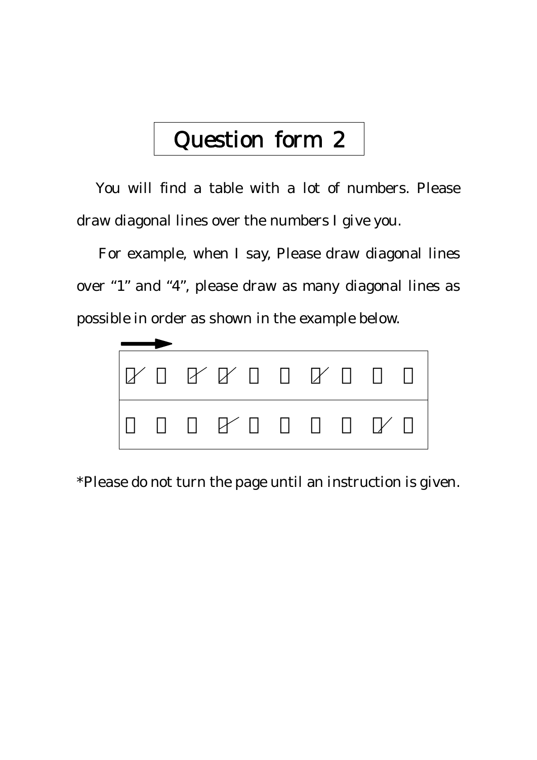# Question form 2

You will find a table with a lot of numbers. Please draw diagonal lines over the numbers I give you.

For example, when I say, Please draw diagonal lines over “1” and “4”, please draw as many diagonal lines as possible in order as shown in the example below.

*Please do not turn the page until an instruction is given.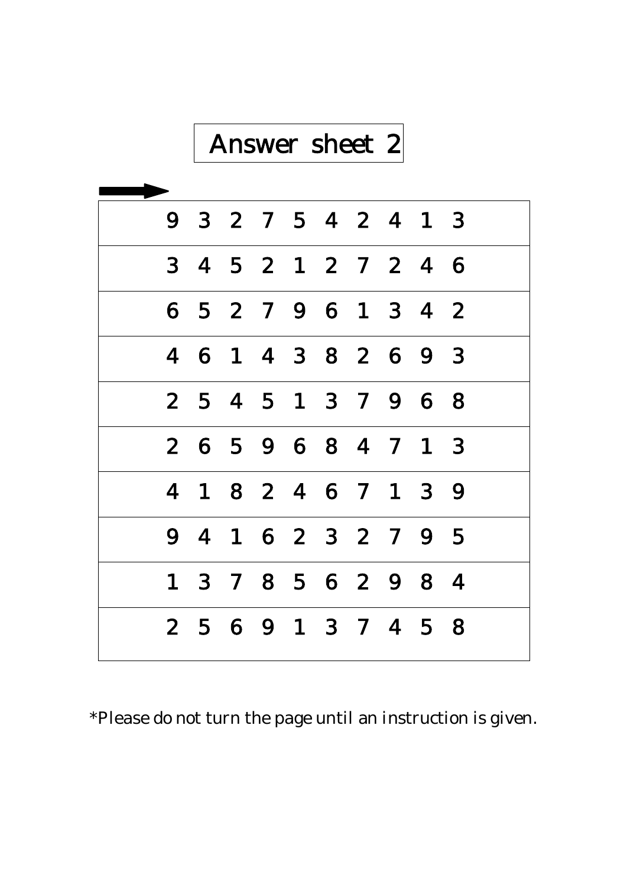# Answer sheet 2

| |
|---|
| 9 3 2 7 5 4 2 4 1 3 |
| 3 4 5 2 1 2 7 2 4 6 |
| 6 5 2 7 9 6 1 3 4 2 |
| 4 6 1 4 3 8 2 6 9 3 |
| 2 5 4 5 1 3 7 9 6 8 |
| 2 6 5 9 6 8 4 7 1 3 |
| 4 1 8 2 4 6 7 1 3 9 |
| 9 4 1 6 2 3 2 7 9 5 |
| 1 3 7 8 5 6 2 9 8 4 |
| 2 5 6 9 1 3 7 4 5 8 |

*Please do not turn the page until an instruction is given.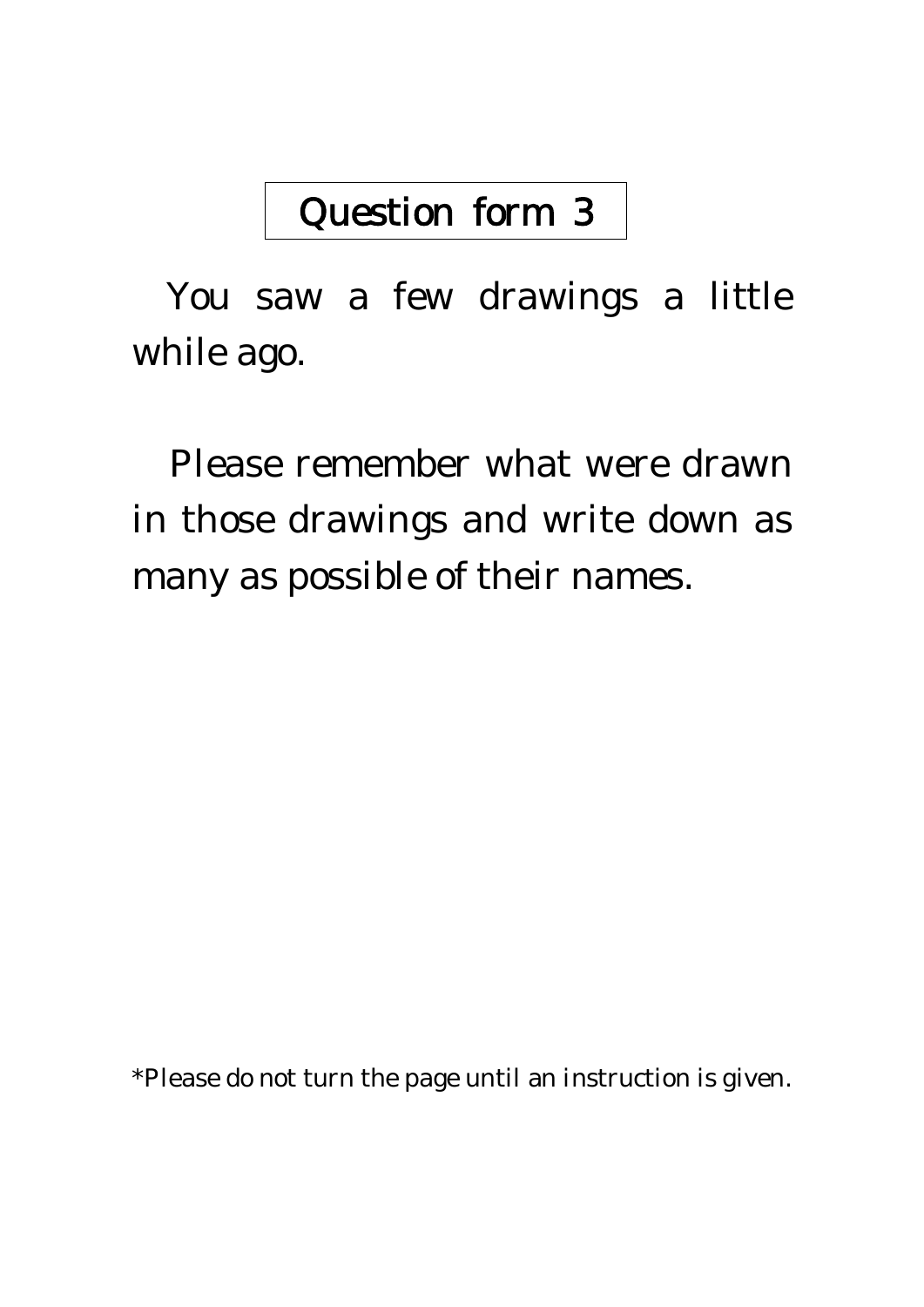# Question form 3

You saw a few drawings a little while ago.

Please remember what were drawn in those drawings and write down as many as possible of their names.

*Please do not turn the page until an instruction is given.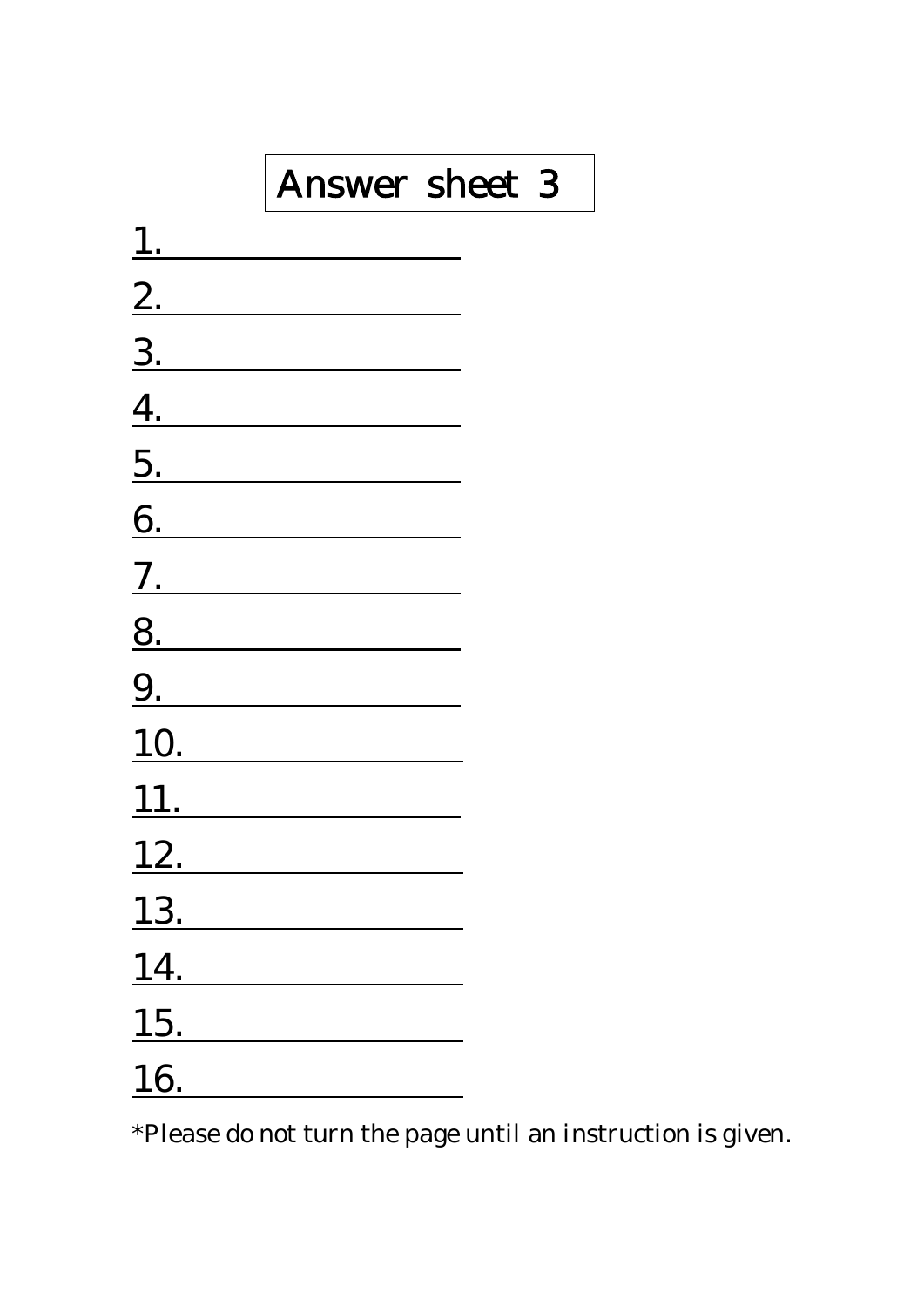# Answer sheet 3

1. \_\_\_\_\_\_\_\_\_\_\_\_\_\_\_\_\_\_\_\_
2. \_\_\_\_\_\_\_\_\_\_\_\_\_\_\_\_\_\_\_\_
3. \_\_\_\_\_\_\_\_\_\_\_\_\_\_\_\_\_\_\_\_
4. \_\_\_\_\_\_\_\_\_\_\_\_\_\_\_\_\_\_\_\_
5. \_\_\_\_\_\_\_\_\_\_\_\_\_\_\_\_\_\_\_\_
6. \_\_\_\_\_\_\_\_\_\_\_\_\_\_\_\_\_\_\_\_
7. \_\_\_\_\_\_\_\_\_\_\_\_\_\_\_\_\_\_\_\_
8. \_\_\_\_\_\_\_\_\_\_\_\_\_\_\_\_\_\_\_\_
9. \_\_\_\_\_\_\_\_\_\_\_\_\_\_\_\_\_\_\_\_
10. \_\_\_\_\_\_\_\_\_\_\_\_\_\_\_\_\_\_\_\_
11. \_\_\_\_\_\_\_\_\_\_\_\_\_\_\_\_\_\_\_\_
12. \_\_\_\_\_\_\_\_\_\_\_\_\_\_\_\_\_\_\_\_
13. \_\_\_\_\_\_\_\_\_\_\_\_\_\_\_\_\_\_\_\_
14. \_\_\_\_\_\_\_\_\_\_\_\_\_\_\_\_\_\_\_\_
15. \_\_\_\_\_\_\_\_\_\_\_\_\_\_\_\_\_\_\_\_
16. \_\_\_\_\_\_\_\_\_\_\_\_\_\_\_\_\_\_\_\_

*Please do not turn the page until an instruction is given.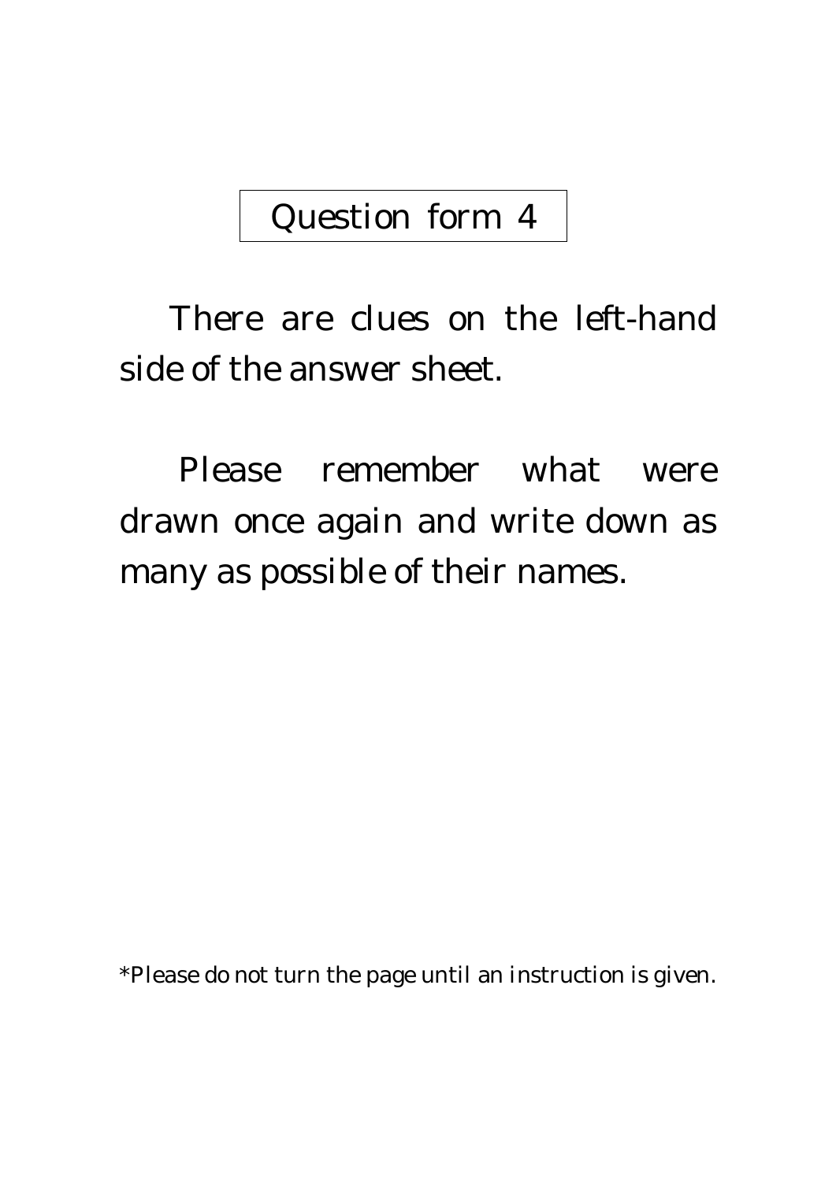# Question form 4

There are clues on the left-hand side of the answer sheet.

Please remember what were drawn once again and write down as many as possible of their names.

*Please do not turn the page until an instruction is given.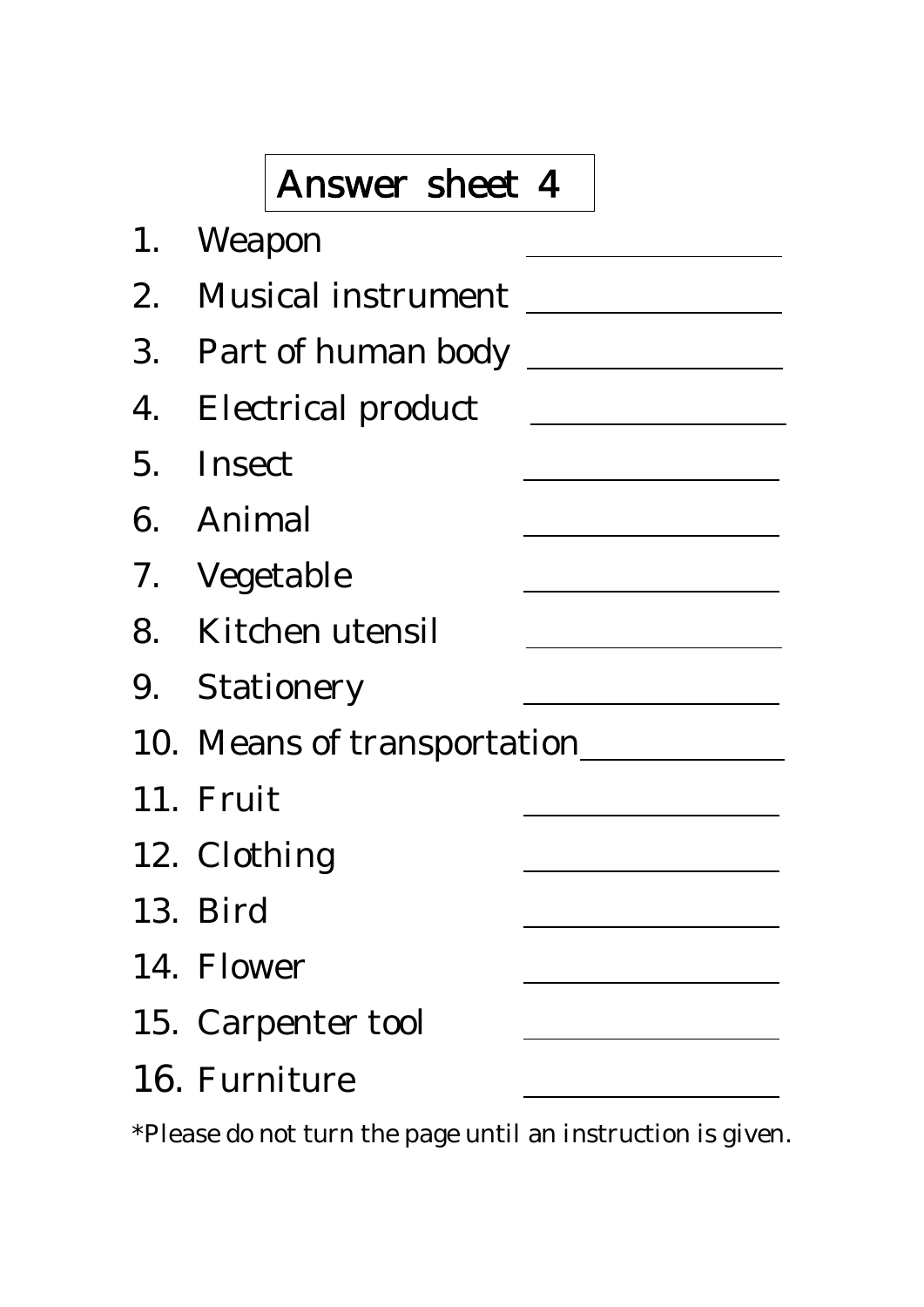# Answer sheet 4

1. Weapon ________________
2. Musical instrument ________________
3. Part of human body ________________
4. Electrical product ________________
5. Insect ________________
6. Animal ________________
7. Vegetable ________________
8. Kitchen utensil ________________
9. Stationery ________________
10. Means of transportation ________________
11. Fruit ________________
12. Clothing ________________
13. Bird ________________
14. Flower ________________
15. Carpenter tool ________________
16. Furniture ________________

*Please do not turn the page until an instruction is given.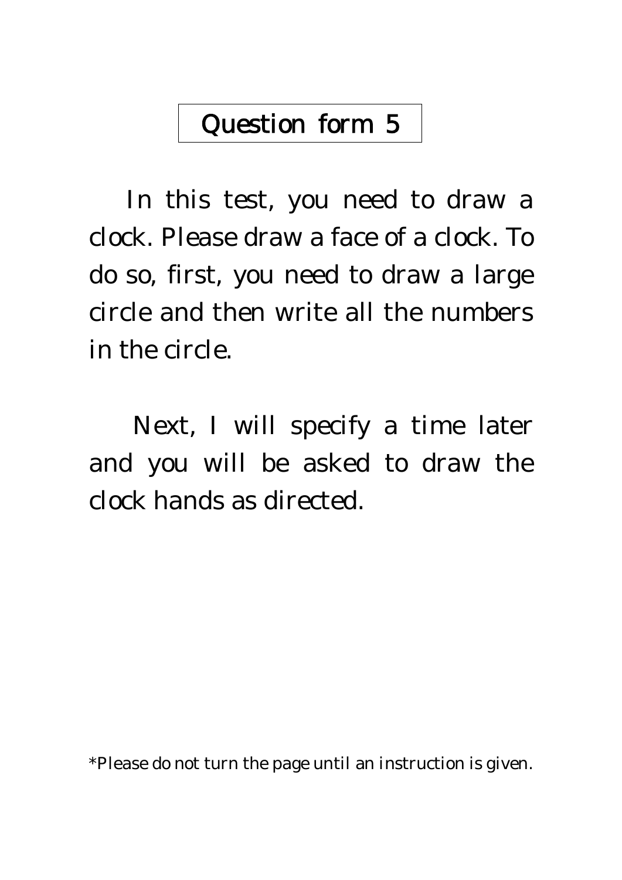# Question form 5

In this test, you need to draw a clock. Please draw a face of a clock. To do so, first, you need to draw a large circle and then write all the numbers in the circle.

Next, I will specify a time later and you will be asked to draw the clock hands as directed.

*Please do not turn the page until an instruction is given.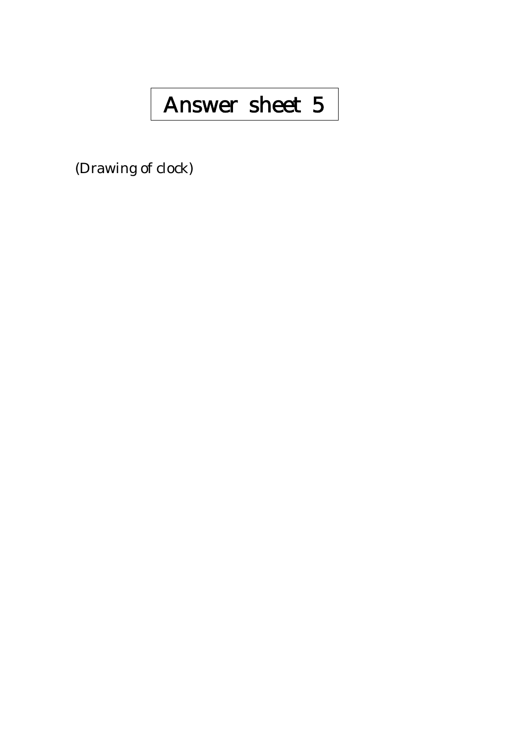# Answer sheet 5

(Drawing of clock)